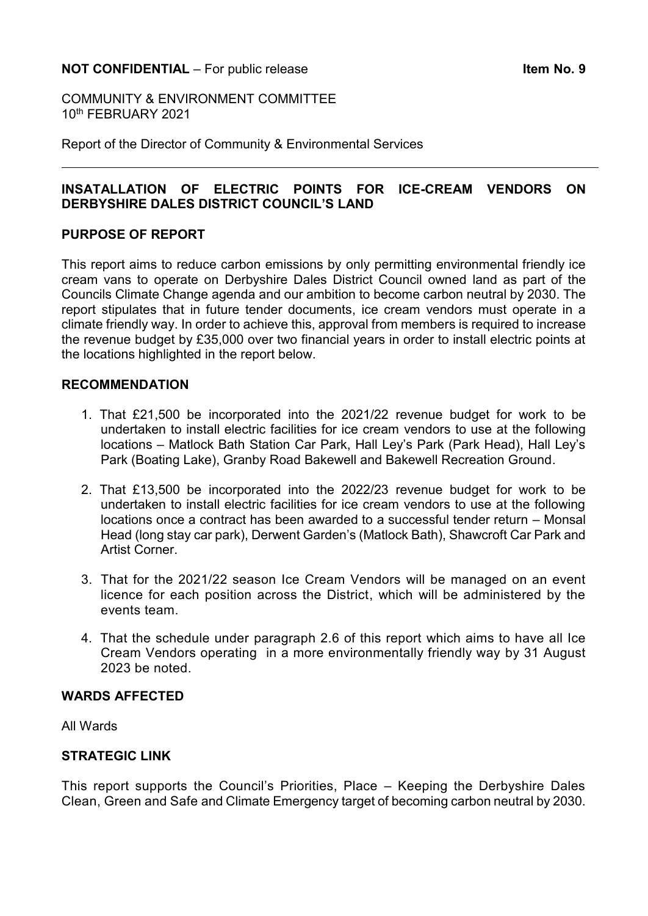**NOT CONFIDENTIAL** – For public release **Item No. 9**

COMMUNITY & ENVIRONMENT COMMITTEE
10th FEBRUARY 2021

Report of the Director of Community & Environmental Services

---

## INSATALLATION OF ELECTRIC POINTS FOR ICE-CREAM VENDORS ON DERBYSHIRE DALES DISTRICT COUNCIL'S LAND

### PURPOSE OF REPORT

This report aims to reduce carbon emissions by only permitting environmental friendly ice cream vans to operate on Derbyshire Dales District Council owned land as part of the Councils Climate Change agenda and our ambition to become carbon neutral by 2030. The report stipulates that in future tender documents, ice cream vendors must operate in a climate friendly way. In order to achieve this, approval from members is required to increase the revenue budget by £35,000 over two financial years in order to install electric points at the locations highlighted in the report below.

### RECOMMENDATION

1. That £21,500 be incorporated into the 2021/22 revenue budget for work to be undertaken to install electric facilities for ice cream vendors to use at the following locations – Matlock Bath Station Car Park, Hall Ley's Park (Park Head), Hall Ley's Park (Boating Lake), Granby Road Bakewell and Bakewell Recreation Ground.

2. That £13,500 be incorporated into the 2022/23 revenue budget for work to be undertaken to install electric facilities for ice cream vendors to use at the following locations once a contract has been awarded to a successful tender return – Monsal Head (long stay car park), Derwent Garden's (Matlock Bath), Shawcroft Car Park and Artist Corner.

3. That for the 2021/22 season Ice Cream Vendors will be managed on an event licence for each position across the District, which will be administered by the events team.

4. That the schedule under paragraph 2.6 of this report which aims to have all Ice Cream Vendors operating in a more environmentally friendly way by 31 August 2023 be noted.

### WARDS AFFECTED

All Wards

### STRATEGIC LINK

This report supports the Council's Priorities, Place – Keeping the Derbyshire Dales Clean, Green and Safe and Climate Emergency target of becoming carbon neutral by 2030.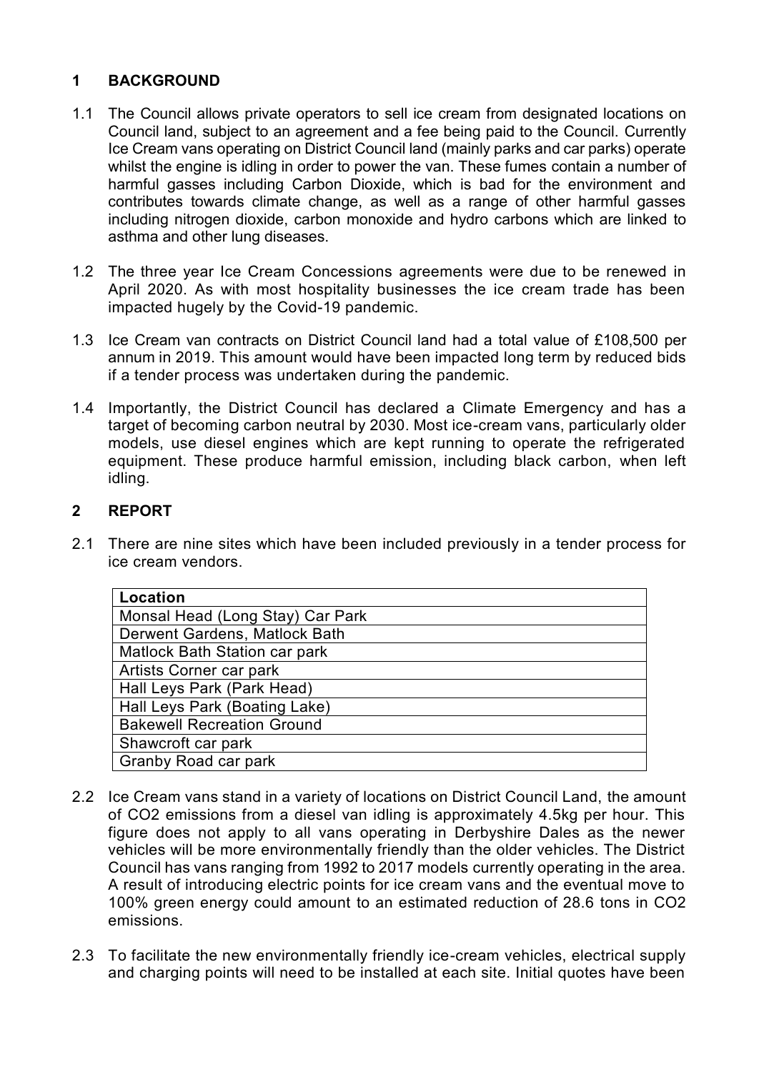## 1 BACKGROUND

1.1 The Council allows private operators to sell ice cream from designated locations on Council land, subject to an agreement and a fee being paid to the Council. Currently Ice Cream vans operating on District Council land (mainly parks and car parks) operate whilst the engine is idling in order to power the van. These fumes contain a number of harmful gasses including Carbon Dioxide, which is bad for the environment and contributes towards climate change, as well as a range of other harmful gasses including nitrogen dioxide, carbon monoxide and hydro carbons which are linked to asthma and other lung diseases.

1.2 The three year Ice Cream Concessions agreements were due to be renewed in April 2020. As with most hospitality businesses the ice cream trade has been impacted hugely by the Covid-19 pandemic.

1.3 Ice Cream van contracts on District Council land had a total value of £108,500 per annum in 2019. This amount would have been impacted long term by reduced bids if a tender process was undertaken during the pandemic.

1.4 Importantly, the District Council has declared a Climate Emergency and has a target of becoming carbon neutral by 2030. Most ice-cream vans, particularly older models, use diesel engines which are kept running to operate the refrigerated equipment. These produce harmful emission, including black carbon, when left idling.

## 2 REPORT

2.1 There are nine sites which have been included previously in a tender process for ice cream vendors.

| Location |
|---|
| Monsal Head (Long Stay) Car Park |
| Derwent Gardens, Matlock Bath |
| Matlock Bath Station car park |
| Artists Corner car park |
| Hall Leys Park (Park Head) |
| Hall Leys Park (Boating Lake) |
| Bakewell Recreation Ground |
| Shawcroft car park |
| Granby Road car park |

2.2 Ice Cream vans stand in a variety of locations on District Council Land, the amount of $CO_2$ emissions from a diesel van idling is approximately 4.5kg per hour. This figure does not apply to all vans operating in Derbyshire Dales as the newer vehicles will be more environmentally friendly than the older vehicles. The District Council has vans ranging from 1992 to 2017 models currently operating in the area. A result of introducing electric points for ice cream vans and the eventual move to 100% green energy could amount to an estimated reduction of 28.6 tons in $CO_2$ emissions.

2.3 To facilitate the new environmentally friendly ice-cream vehicles, electrical supply and charging points will need to be installed at each site. Initial quotes have been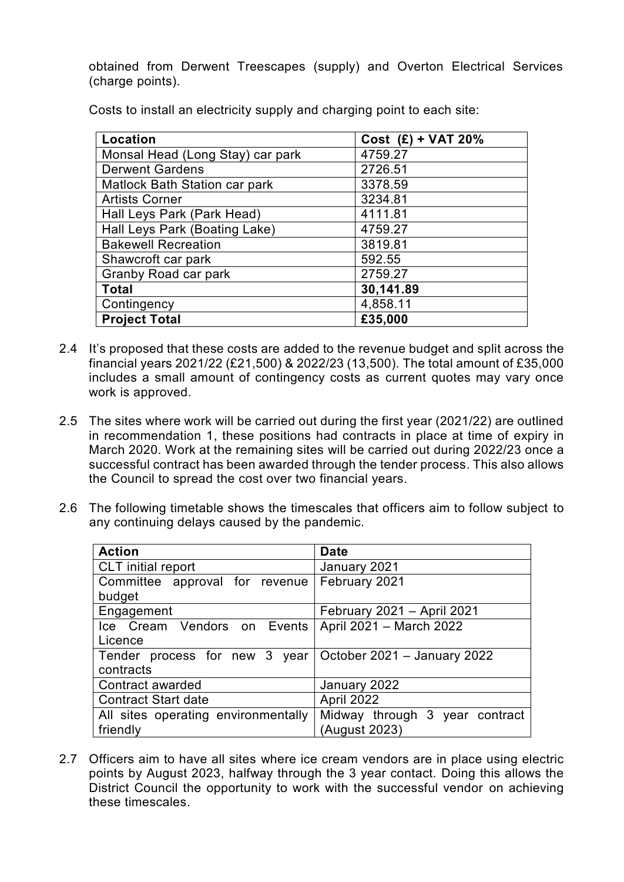obtained from Derwent Treescapes (supply) and Overton Electrical Services (charge points).

Costs to install an electricity supply and charging point to each site:

| Location | Cost (£) + VAT 20% |
|---|---|
| Monsal Head (Long Stay) car park | 4759.27 |
| Derwent Gardens | 2726.51 |
| Matlock Bath Station car park | 3378.59 |
| Artists Corner | 3234.81 |
| Hall Leys Park (Park Head) | 4111.81 |
| Hall Leys Park (Boating Lake) | 4759.27 |
| Bakewell Recreation | 3819.81 |
| Shawcroft car park | 592.55 |
| Granby Road car park | 2759.27 |
| **Total** | **30,141.89** |
| Contingency | 4,858.11 |
| **Project Total** | **£35,000** |

2.4 It's proposed that these costs are added to the revenue budget and split across the financial years 2021/22 (£21,500) & 2022/23 (13,500). The total amount of £35,000 includes a small amount of contingency costs as current quotes may vary once work is approved.

2.5 The sites where work will be carried out during the first year (2021/22) are outlined in recommendation 1, these positions had contracts in place at time of expiry in March 2020. Work at the remaining sites will be carried out during 2022/23 once a successful contract has been awarded through the tender process. This also allows the Council to spread the cost over two financial years.

2.6 The following timetable shows the timescales that officers aim to follow subject to any continuing delays caused by the pandemic.

| Action | Date |
|---|---|
| CLT initial report | January 2021 |
| Committee approval for revenue budget | February 2021 |
| Engagement | February 2021 – April 2021 |
| Ice Cream Vendors on Events Licence | April 2021 – March 2022 |
| Tender process for new 3 year contracts | October 2021 – January 2022 |
| Contract awarded | January 2022 |
| Contract Start date | April 2022 |
| All sites operating environmentally friendly | Midway through 3 year contract (August 2023) |

2.7 Officers aim to have all sites where ice cream vendors are in place using electric points by August 2023, halfway through the 3 year contact. Doing this allows the District Council the opportunity to work with the successful vendor on achieving these timescales.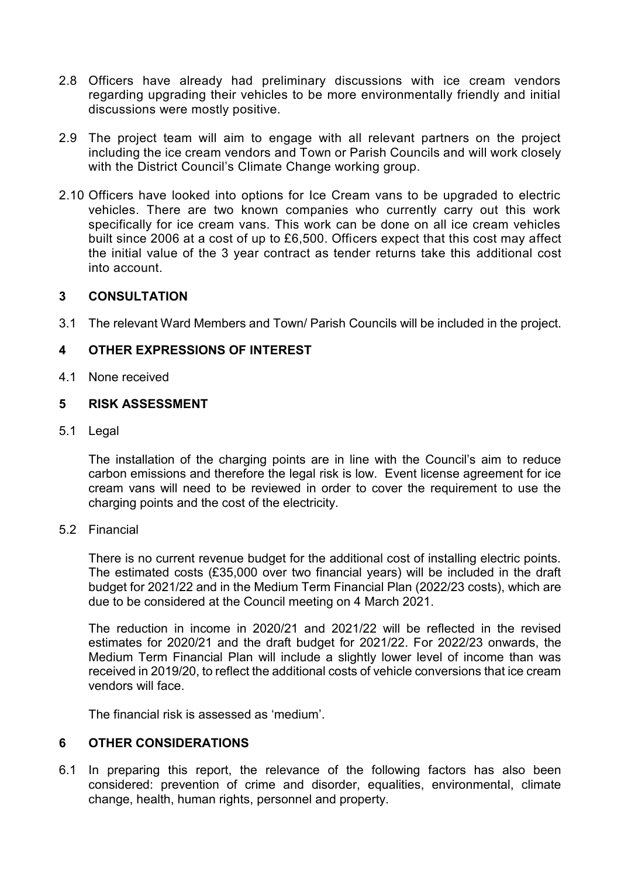2.8 Officers have already had preliminary discussions with ice cream vendors regarding upgrading their vehicles to be more environmentally friendly and initial discussions were mostly positive.

2.9 The project team will aim to engage with all relevant partners on the project including the ice cream vendors and Town or Parish Councils and will work closely with the District Council's Climate Change working group.

2.10 Officers have looked into options for Ice Cream vans to be upgraded to electric vehicles. There are two known companies who currently carry out this work specifically for ice cream vans. This work can be done on all ice cream vehicles built since 2006 at a cost of up to £6,500. Officers expect that this cost may affect the initial value of the 3 year contract as tender returns take this additional cost into account.

## 3 CONSULTATION

3.1 The relevant Ward Members and Town/ Parish Councils will be included in the project.

## 4 OTHER EXPRESSIONS OF INTEREST

4.1 None received

## 5 RISK ASSESSMENT

5.1 Legal

The installation of the charging points are in line with the Council's aim to reduce carbon emissions and therefore the legal risk is low. Event license agreement for ice cream vans will need to be reviewed in order to cover the requirement to use the charging points and the cost of the electricity.

5.2 Financial

There is no current revenue budget for the additional cost of installing electric points. The estimated costs (£35,000 over two financial years) will be included in the draft budget for 2021/22 and in the Medium Term Financial Plan (2022/23 costs), which are due to be considered at the Council meeting on 4 March 2021.

The reduction in income in 2020/21 and 2021/22 will be reflected in the revised estimates for 2020/21 and the draft budget for 2021/22. For 2022/23 onwards, the Medium Term Financial Plan will include a slightly lower level of income than was received in 2019/20, to reflect the additional costs of vehicle conversions that ice cream vendors will face.

The financial risk is assessed as 'medium'.

## 6 OTHER CONSIDERATIONS

6.1 In preparing this report, the relevance of the following factors has also been considered: prevention of crime and disorder, equalities, environmental, climate change, health, human rights, personnel and property.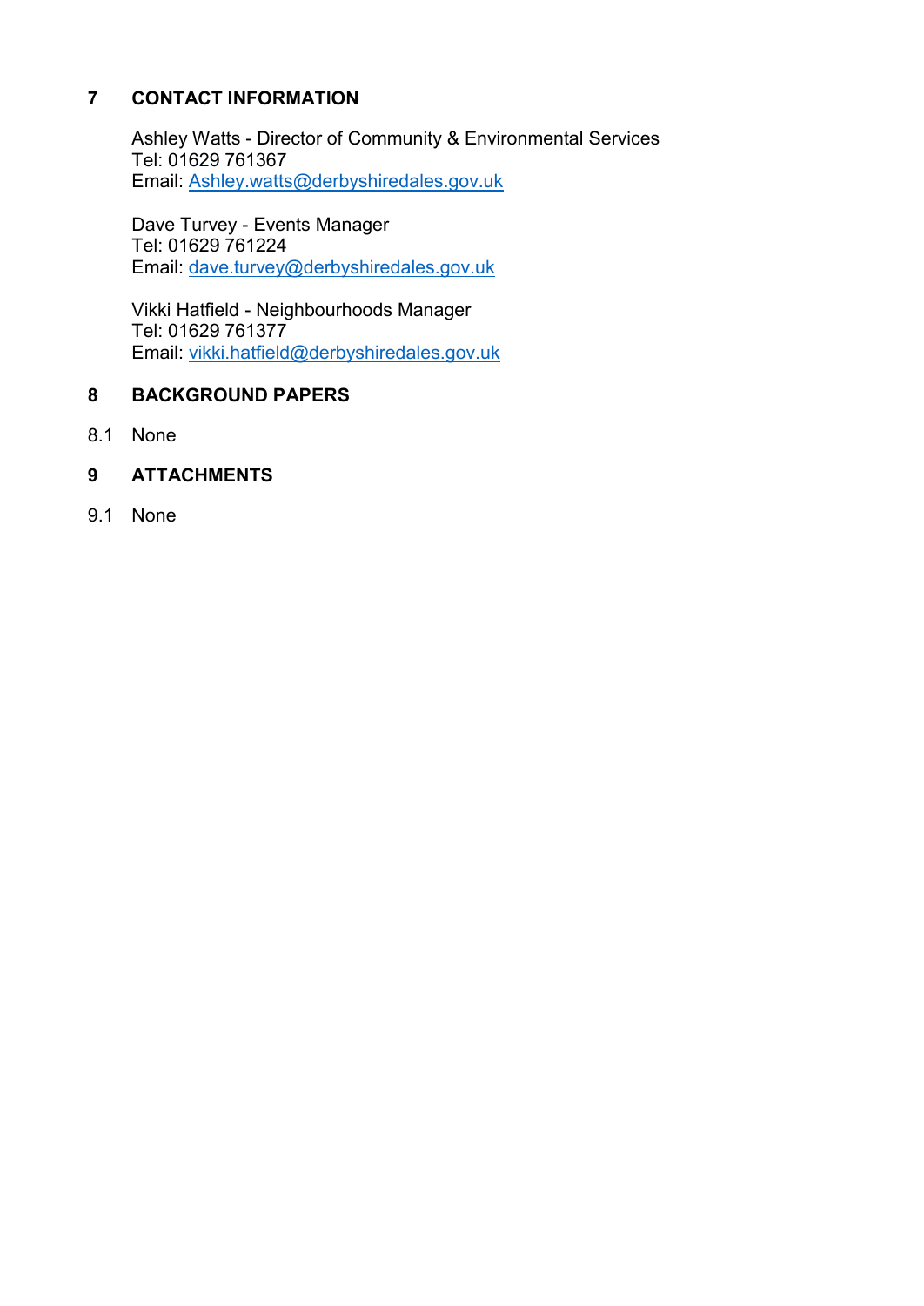## 7 CONTACT INFORMATION

Ashley Watts - Director of Community & Environmental Services
Tel: 01629 761367
Email: Ashley.watts@derbyshiredales.gov.uk

Dave Turvey - Events Manager
Tel: 01629 761224
Email: dave.turvey@derbyshiredales.gov.uk

Vikki Hatfield - Neighbourhoods Manager
Tel: 01629 761377
Email: vikki.hatfield@derbyshiredales.gov.uk

## 8 BACKGROUND PAPERS

8.1 None

## 9 ATTACHMENTS

9.1 None